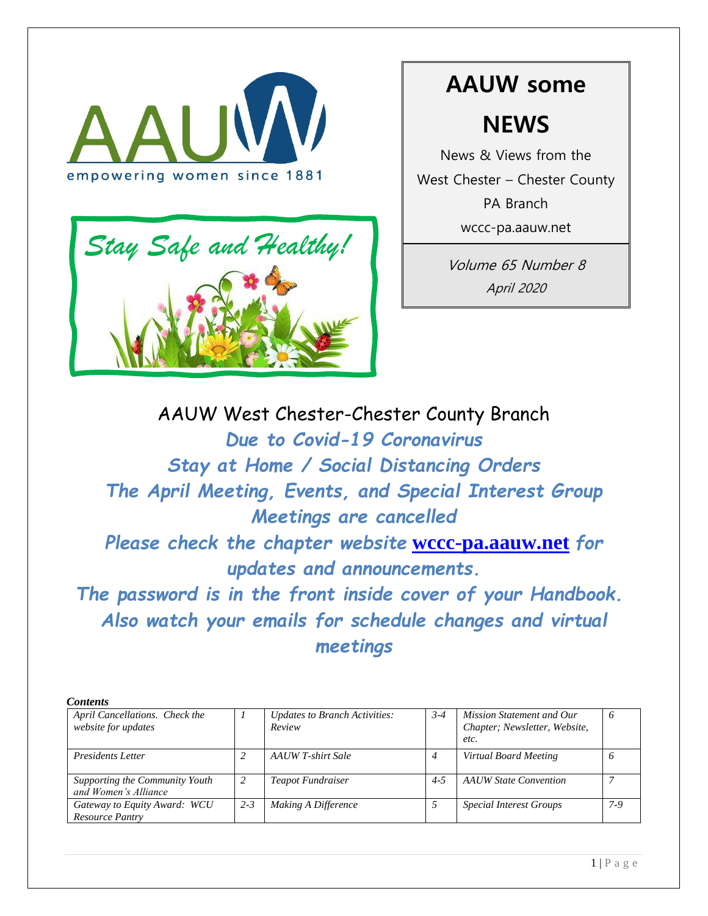AAUW

empowering women since 1881

*Stay Safe and Healthy!*

# AAUW some NEWS

News & Views from the West Chester – Chester County PA Branch

wccc-pa.aauw.net

*Volume 65 Number 8*

*April 2020*

## AAUW West Chester-Chester County Branch

***Due to Covid-19 Coronavirus***
***Stay at Home / Social Distancing Orders***
***The April Meeting, Events, and Special Interest Group Meetings are cancelled***
***Please check the chapter website [wccc-pa.aauw.net](wccc-pa.aauw.net) for updates and announcements.***
***The password is in the front inside cover of your Handbook.***
***Also watch your emails for schedule changes and virtual meetings***

***Contents***

| | | | | | |
|---|---|---|---|---|---|
| *April Cancellations. Check the website for updates* | *1* | *Updates to Branch Activities: Review* | *3-4* | *Mission Statement and Our Chapter; Newsletter, Website, etc.* | *6* |
| *Presidents Letter* | *2* | *AAUW T-shirt Sale* | *4* | *Virtual Board Meeting* | *6* |
| *Supporting the Community Youth and Women's Alliance* | *2* | *Teapot Fundraiser* | *4-5* | *AAUW State Convention* | *7* |
| *Gateway to Equity Award: WCU Resource Pantry* | *2-3* | *Making A Difference* | *5* | *Special Interest Groups* | *7-9* |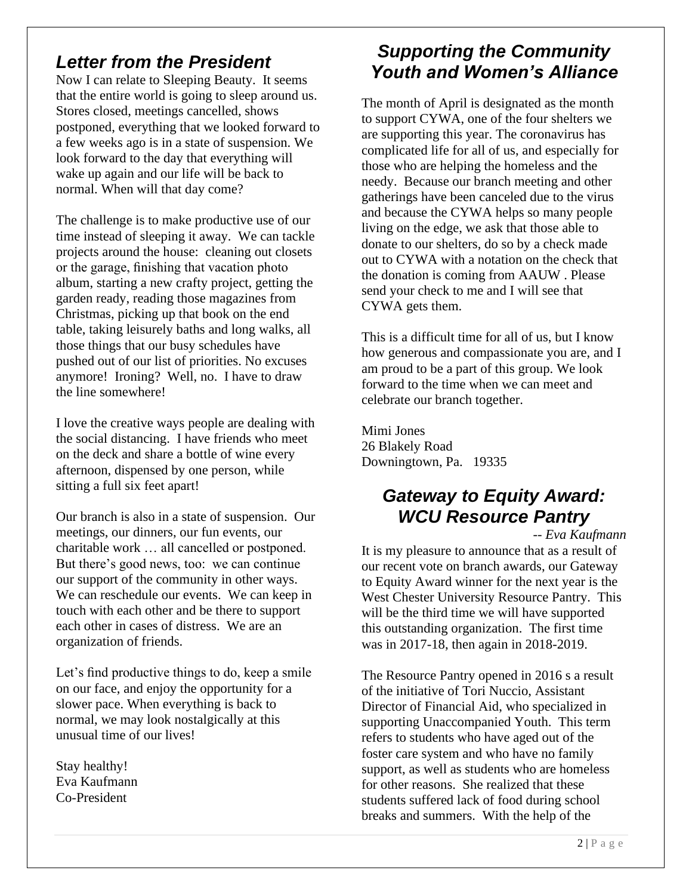## *Letter from the President*

Now I can relate to Sleeping Beauty. It seems that the entire world is going to sleep around us. Stores closed, meetings cancelled, shows postponed, everything that we looked forward to a few weeks ago is in a state of suspension. We look forward to the day that everything will wake up again and our life will be back to normal. When will that day come?

The challenge is to make productive use of our time instead of sleeping it away. We can tackle projects around the house: cleaning out closets or the garage, finishing that vacation photo album, starting a new crafty project, getting the garden ready, reading those magazines from Christmas, picking up that book on the end table, taking leisurely baths and long walks, all those things that our busy schedules have pushed out of our list of priorities. No excuses anymore! Ironing? Well, no. I have to draw the line somewhere!

I love the creative ways people are dealing with the social distancing. I have friends who meet on the deck and share a bottle of wine every afternoon, dispensed by one person, while sitting a full six feet apart!

Our branch is also in a state of suspension. Our meetings, our dinners, our fun events, our charitable work … all cancelled or postponed. But there's good news, too: we can continue our support of the community in other ways. We can reschedule our events. We can keep in touch with each other and be there to support each other in cases of distress. We are an organization of friends.

Let's find productive things to do, keep a smile on our face, and enjoy the opportunity for a slower pace. When everything is back to normal, we may look nostalgically at this unusual time of our lives!

Stay healthy!
Eva Kaufmann
Co-President

## *Supporting the Community Youth and Women's Alliance*

The month of April is designated as the month to support CYWA, one of the four shelters we are supporting this year. The coronavirus has complicated life for all of us, and especially for those who are helping the homeless and the needy. Because our branch meeting and other gatherings have been canceled due to the virus and because the CYWA helps so many people living on the edge, we ask that those able to donate to our shelters, do so by a check made out to CYWA with a notation on the check that the donation is coming from AAUW . Please send your check to me and I will see that CYWA gets them.

This is a difficult time for all of us, but I know how generous and compassionate you are, and I am proud to be a part of this group. We look forward to the time when we can meet and celebrate our branch together.

Mimi Jones
26 Blakely Road
Downingtown, Pa. 19335

## *Gateway to Equity Award: WCU Resource Pantry*

*-- Eva Kaufmann*

It is my pleasure to announce that as a result of our recent vote on branch awards, our Gateway to Equity Award winner for the next year is the West Chester University Resource Pantry. This will be the third time we will have supported this outstanding organization. The first time was in 2017-18, then again in 2018-2019.

The Resource Pantry opened in 2016 s a result of the initiative of Tori Nuccio, Assistant Director of Financial Aid, who specialized in supporting Unaccompanied Youth. This term refers to students who have aged out of the foster care system and who have no family support, as well as students who are homeless for other reasons. She realized that these students suffered lack of food during school breaks and summers. With the help of the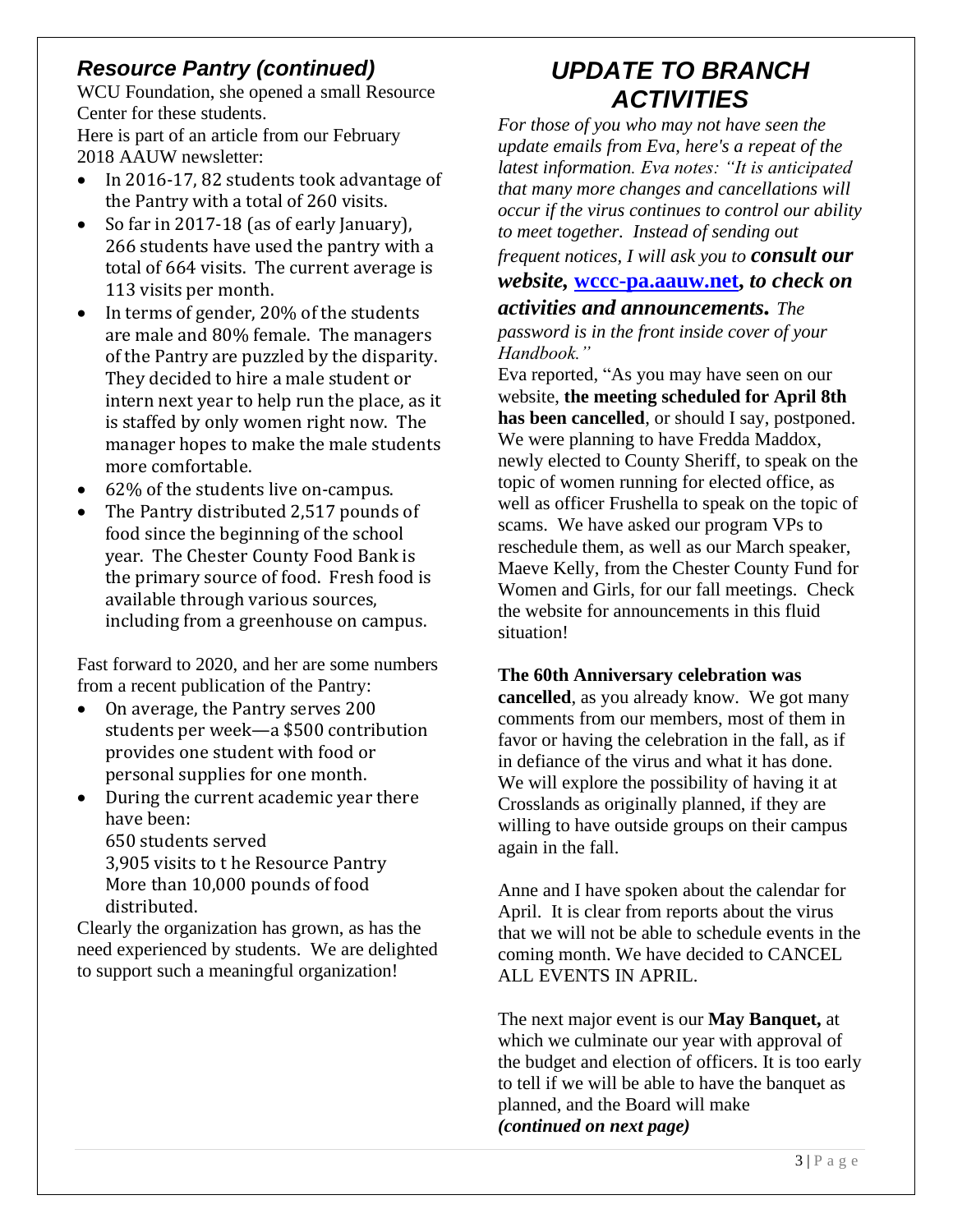## *Resource Pantry (continued)*

WCU Foundation, she opened a small Resource Center for these students.

Here is part of an article from our February 2018 AAUW newsletter:

- In 2016-17, 82 students took advantage of the Pantry with a total of 260 visits.
- So far in 2017-18 (as of early January), 266 students have used the pantry with a total of 664 visits. The current average is 113 visits per month.
- In terms of gender, 20% of the students are male and 80% female. The managers of the Pantry are puzzled by the disparity. They decided to hire a male student or intern next year to help run the place, as it is staffed by only women right now. The manager hopes to make the male students more comfortable.
- 62% of the students live on-campus.
- The Pantry distributed 2,517 pounds of food since the beginning of the school year. The Chester County Food Bank is the primary source of food. Fresh food is available through various sources, including from a greenhouse on campus.

Fast forward to 2020, and her are some numbers from a recent publication of the Pantry:

- On average, the Pantry serves 200 students per week—a $500 contribution provides one student with food or personal supplies for one month.
- During the current academic year there have been:
  650 students served
  3,905 visits to t he Resource Pantry
  More than 10,000 pounds of food distributed.

Clearly the organization has grown, as has the need experienced by students. We are delighted to support such a meaningful organization!

## *UPDATE TO BRANCH ACTIVITIES*

*For those of you who may not have seen the update emails from Eva, here's a repeat of the latest information. Eva notes: "It is anticipated that many more changes and cancellations will occur if the virus continues to control our ability to meet together. Instead of sending out frequent notices, I will ask you to* ***consult our website, [wccc-pa.aauw.net](wccc-pa.aauw.net), to check on activities and announcements.*** *The password is in the front inside cover of your Handbook."*

Eva reported, "As you may have seen on our website, **the meeting scheduled for April 8th has been cancelled**, or should I say, postponed. We were planning to have Fredda Maddox, newly elected to County Sheriff, to speak on the topic of women running for elected office, as well as officer Frushella to speak on the topic of scams. We have asked our program VPs to reschedule them, as well as our March speaker, Maeve Kelly, from the Chester County Fund for Women and Girls, for our fall meetings. Check the website for announcements in this fluid situation!

**The 60th Anniversary celebration was cancelled**, as you already know. We got many comments from our members, most of them in favor or having the celebration in the fall, as if in defiance of the virus and what it has done. We will explore the possibility of having it at Crosslands as originally planned, if they are willing to have outside groups on their campus again in the fall.

Anne and I have spoken about the calendar for April. It is clear from reports about the virus that we will not be able to schedule events in the coming month. We have decided to CANCEL ALL EVENTS IN APRIL.

The next major event is our **May Banquet,** at which we culminate our year with approval of the budget and election of officers. It is too early to tell if we will be able to have the banquet as planned, and the Board will make

***(continued on next page)***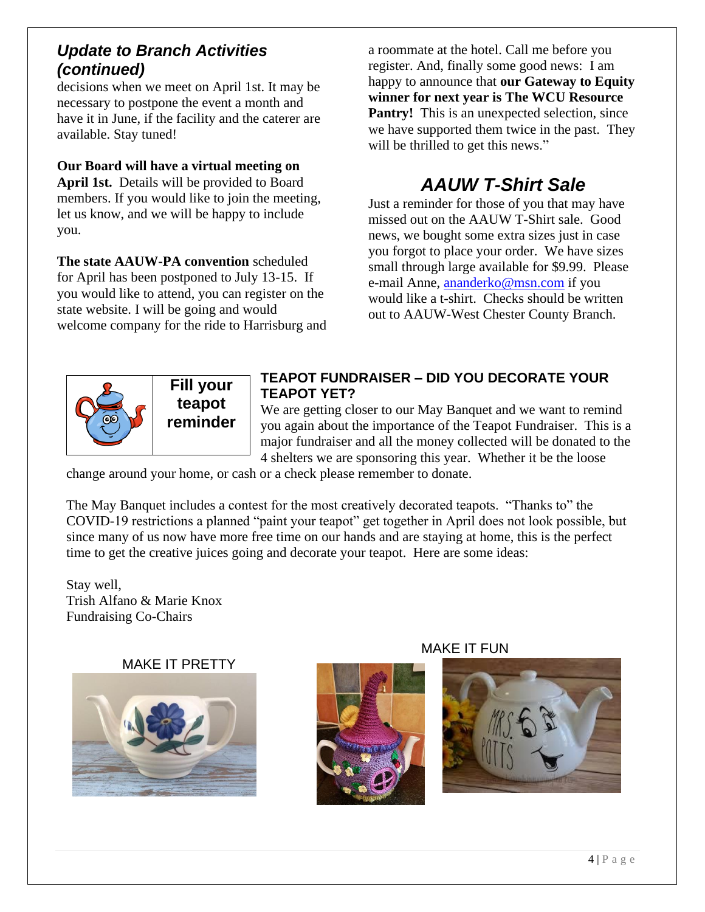## *Update to Branch Activities (continued)*

decisions when we meet on April 1st. It may be necessary to postpone the event a month and have it in June, if the facility and the caterer are available. Stay tuned!

**Our Board will have a virtual meeting on April 1st.** Details will be provided to Board members. If you would like to join the meeting, let us know, and we will be happy to include you.

**The state AAUW-PA convention** scheduled for April has been postponed to July 13-15. If you would like to attend, you can register on the state website. I will be going and would welcome company for the ride to Harrisburg and a roommate at the hotel. Call me before you register. And, finally some good news: I am happy to announce that **our Gateway to Equity winner for next year is The WCU Resource Pantry!** This is an unexpected selection, since we have supported them twice in the past. They will be thrilled to get this news."

## *AAUW T-Shirt Sale*

Just a reminder for those of you that may have missed out on the AAUW T-Shirt sale. Good news, we bought some extra sizes just in case you forgot to place your order. We have sizes small through large available for $9.99. Please e-mail Anne, ananderko@msn.com if you would like a t-shirt. Checks should be written out to AAUW-West Chester County Branch.

**Fill your teapot reminder**

### TEAPOT FUNDRAISER – DID YOU DECORATE YOUR TEAPOT YET?

We are getting closer to our May Banquet and we want to remind you again about the importance of the Teapot Fundraiser. This is a major fundraiser and all the money collected will be donated to the 4 shelters we are sponsoring this year. Whether it be the loose change around your home, or cash or a check please remember to donate.

The May Banquet includes a contest for the most creatively decorated teapots. "Thanks to" the COVID-19 restrictions a planned "paint your teapot" get together in April does not look possible, but since many of us now have more free time on our hands and are staying at home, this is the perfect time to get the creative juices going and decorate your teapot. Here are some ideas:

Stay well,
Trish Alfano & Marie Knox
Fundraising Co-Chairs

MAKE IT PRETTY

MAKE IT FUN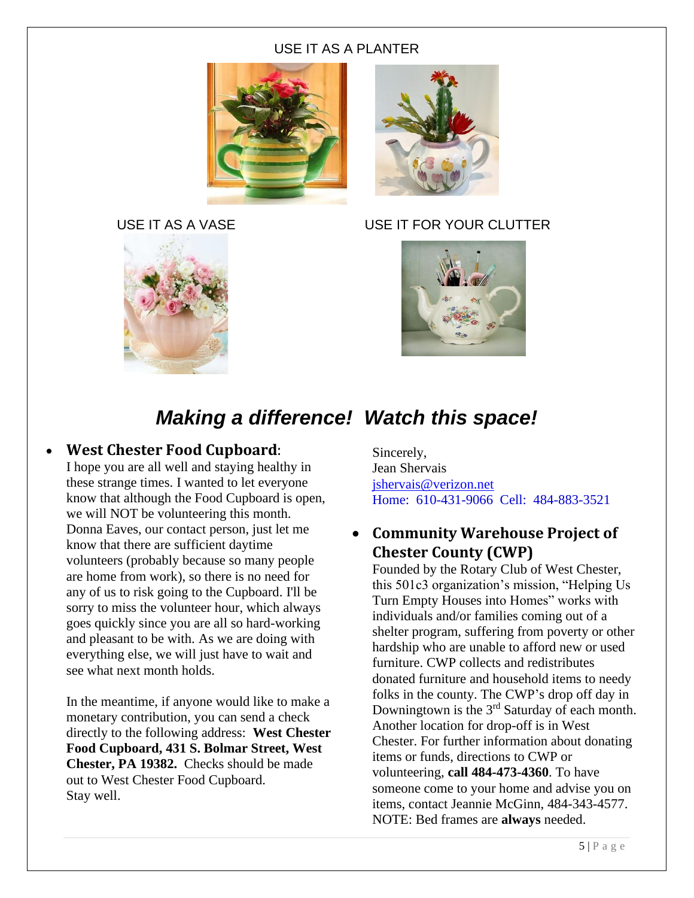USE IT AS A PLANTER

USE IT AS A VASE

USE IT FOR YOUR CLUTTER

# *Making a difference! Watch this space!*

- **West Chester Food Cupboard**:
  I hope you are all well and staying healthy in these strange times. I wanted to let everyone know that although the Food Cupboard is open, we will NOT be volunteering this month. Donna Eaves, our contact person, just let me know that there are sufficient daytime volunteers (probably because so many people are home from work), so there is no need for any of us to risk going to the Cupboard. I'll be sorry to miss the volunteer hour, which always goes quickly since you are all so hard-working and pleasant to be with. As we are doing with everything else, we will just have to wait and see what next month holds.

  In the meantime, if anyone would like to make a monetary contribution, you can send a check directly to the following address: **West Chester Food Cupboard, 431 S. Bolmar Street, West Chester, PA 19382.** Checks should be made out to West Chester Food Cupboard.
  Stay well.

  Sincerely,
  Jean Shervais
  jshervais@verizon.net
  Home: 610-431-9066 Cell: 484-883-3521

- **Community Warehouse Project of Chester County (CWP)**
  Founded by the Rotary Club of West Chester, this 501c3 organization's mission, "Helping Us Turn Empty Houses into Homes" works with individuals and/or families coming out of a shelter program, suffering from poverty or other hardship who are unable to afford new or used furniture. CWP collects and redistributes donated furniture and household items to needy folks in the county. The CWP's drop off day in Downingtown is the 3rd Saturday of each month. Another location for drop-off is in West Chester. For further information about donating items or funds, directions to CWP or volunteering, **call 484-473-4360**. To have someone come to your home and advise you on items, contact Jeannie McGinn, 484-343-4577. NOTE: Bed frames are **always** needed.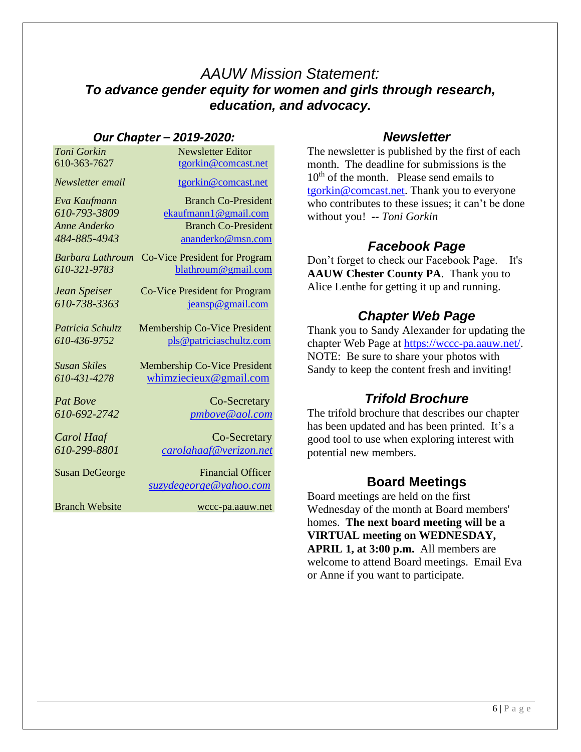## *AAUW Mission Statement:*

### ***To advance gender equity for women and girls through research, education, and advocacy.***

### ***Our Chapter – 2019-2020:***

| | |
|---|---|
| *Toni Gorkin* 610-363-7627 | Newsletter Editor tgorkin@comcast.net |
| *Newsletter email* | tgorkin@comcast.net |
| *Eva Kaufmann* *610-793-3809* | Branch Co-President ekaufmann1@gmail.com |
| *Anne Anderko* *484-885-4943* | Branch Co-President ananderko@msn.com |
| *Barbara Lathroum* *610-321-9783* | Co-Vice President for Program blathroum@gmail.com |
| *Jean Speiser* *610-738-3363* | Co-Vice President for Program jeansp@gmail.com |
| *Patricia Schultz* *610-436-9752* | Membership Co-Vice President pls@patriciaschultz.com |
| *Susan Skiles* *610-431-4278* | Membership Co-Vice President whimziecieux@gmail.com |
| *Pat Bove* *610-692-2742* | Co-Secretary *pmbove@aol.com* |
| *Carol Haaf* *610-299-8801* | Co-Secretary *carolahaaf@verizon.net* |
| Susan DeGeorge | Financial Officer *suzydegeorge@yahoo.com* |
| Branch Website | wccc-pa.aauw.net |

### ***Newsletter***

The newsletter is published by the first of each month. The deadline for submissions is the 10th of the month. Please send emails to tgorkin@comcast.net. Thank you to everyone who contributes to these issues; it can't be done without you! -- *Toni Gorkin*

### ***Facebook Page***

Don't forget to check our Facebook Page. It's **AAUW Chester County PA**. Thank you to Alice Lenthe for getting it up and running.

### ***Chapter Web Page***

Thank you to Sandy Alexander for updating the chapter Web Page at https://wccc-pa.aauw.net/. NOTE: Be sure to share your photos with Sandy to keep the content fresh and inviting!

### ***Trifold Brochure***

The trifold brochure that describes our chapter has been updated and has been printed. It's a good tool to use when exploring interest with potential new members.

### **Board Meetings**

Board meetings are held on the first Wednesday of the month at Board members' homes. **The next board meeting will be a VIRTUAL meeting on WEDNESDAY, APRIL 1, at 3:00 p.m.** All members are welcome to attend Board meetings. Email Eva or Anne if you want to participate.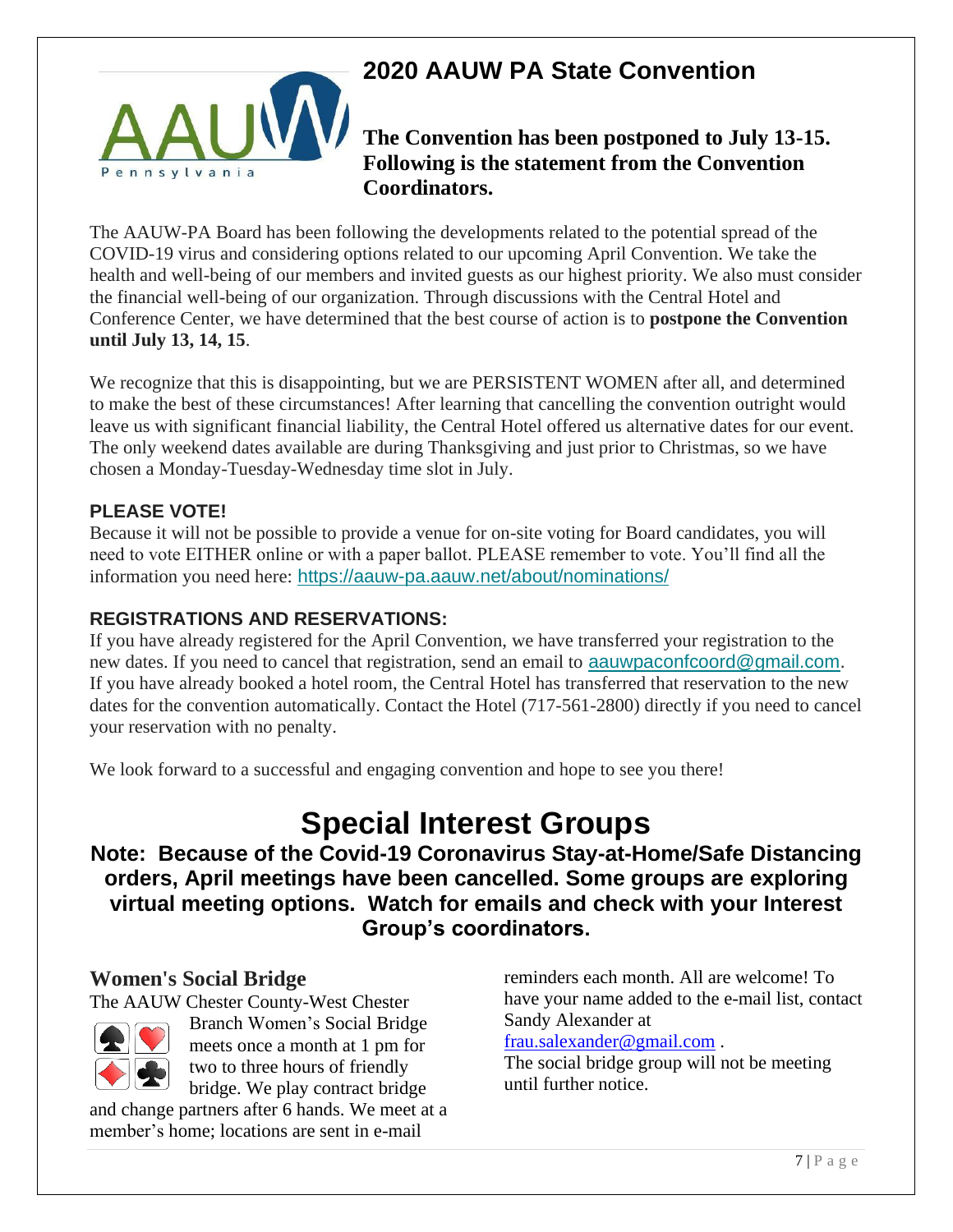# 2020 AAUW PA State Convention

**The Convention has been postponed to July 13-15. Following is the statement from the Convention Coordinators.**

The AAUW-PA Board has been following the developments related to the potential spread of the COVID-19 virus and considering options related to our upcoming April Convention. We take the health and well-being of our members and invited guests as our highest priority. We also must consider the financial well-being of our organization. Through discussions with the Central Hotel and Conference Center, we have determined that the best course of action is to **postpone the Convention until July 13, 14, 15**.

We recognize that this is disappointing, but we are PERSISTENT WOMEN after all, and determined to make the best of these circumstances! After learning that cancelling the convention outright would leave us with significant financial liability, the Central Hotel offered us alternative dates for our event. The only weekend dates available are during Thanksgiving and just prior to Christmas, so we have chosen a Monday-Tuesday-Wednesday time slot in July.

### PLEASE VOTE!

Because it will not be possible to provide a venue for on-site voting for Board candidates, you will need to vote EITHER online or with a paper ballot. PLEASE remember to vote. You'll find all the information you need here: https://aauw-pa.aauw.net/about/nominations/

### REGISTRATIONS AND RESERVATIONS:

If you have already registered for the April Convention, we have transferred your registration to the new dates. If you need to cancel that registration, send an email to aauwpaconfcoord@gmail.com. If you have already booked a hotel room, the Central Hotel has transferred that reservation to the new dates for the convention automatically. Contact the Hotel (717-561-2800) directly if you need to cancel your reservation with no penalty.

We look forward to a successful and engaging convention and hope to see you there!

# Special Interest Groups

**Note: Because of the Covid-19 Coronavirus Stay-at-Home/Safe Distancing orders, April meetings have been cancelled. Some groups are exploring virtual meeting options. Watch for emails and check with your Interest Group's coordinators.**

## Women's Social Bridge

The AAUW Chester County-West Chester Branch Women's Social Bridge meets once a month at 1 pm for two to three hours of friendly bridge. We play contract bridge and change partners after 6 hands. We meet at a member's home; locations are sent in e-mail reminders each month. All are welcome! To have your name added to the e-mail list, contact Sandy Alexander at frau.salexander@gmail.com .

The social bridge group will not be meeting until further notice.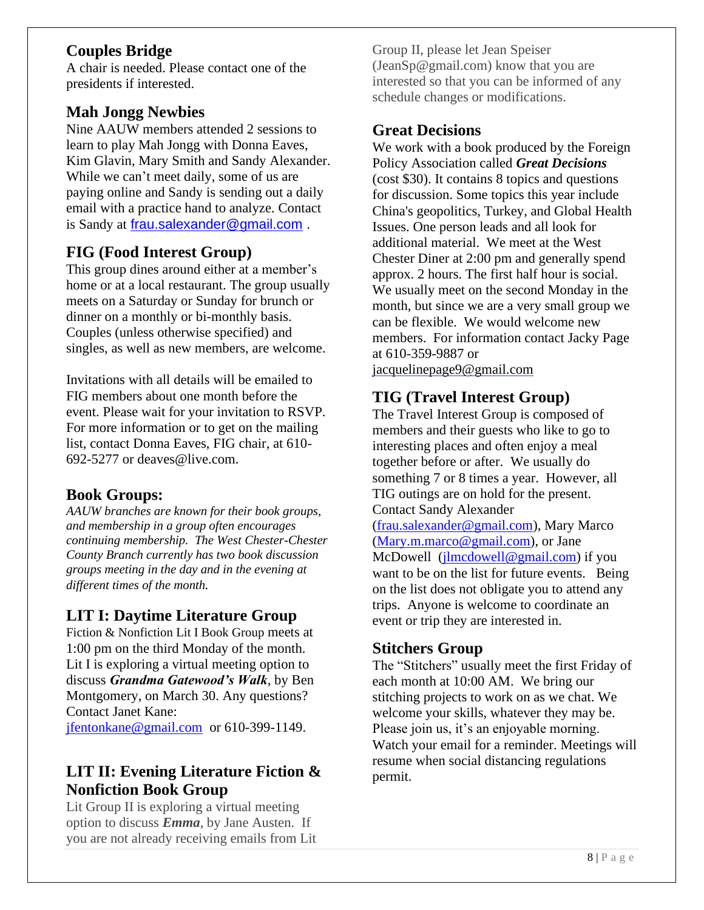## Couples Bridge

A chair is needed. Please contact one of the presidents if interested.

## Mah Jongg Newbies

Nine AAUW members attended 2 sessions to learn to play Mah Jongg with Donna Eaves, Kim Glavin, Mary Smith and Sandy Alexander. While we can't meet daily, some of us are paying online and Sandy is sending out a daily email with a practice hand to analyze. Contact is Sandy at frau.salexander@gmail.com .

## FIG (Food Interest Group)

This group dines around either at a member's home or at a local restaurant. The group usually meets on a Saturday or Sunday for brunch or dinner on a monthly or bi-monthly basis. Couples (unless otherwise specified) and singles, as well as new members, are welcome.

Invitations with all details will be emailed to FIG members about one month before the event. Please wait for your invitation to RSVP. For more information or to get on the mailing list, contact Donna Eaves, FIG chair, at 610-692-5277 or deaves@live.com.

## Book Groups:

*AAUW branches are known for their book groups, and membership in a group often encourages continuing membership. The West Chester-Chester County Branch currently has two book discussion groups meeting in the day and in the evening at different times of the month.*

## LIT I: Daytime Literature Group

Fiction & Nonfiction Lit I Book Group meets at 1:00 pm on the third Monday of the month. Lit I is exploring a virtual meeting option to discuss ***Grandma Gatewood's Walk***, by Ben Montgomery, on March 30. Any questions? Contact Janet Kane: jfentonkane@gmail.com or 610-399-1149.

## LIT II: Evening Literature Fiction & Nonfiction Book Group

Lit Group II is exploring a virtual meeting option to discuss ***Emma***, by Jane Austen. If you are not already receiving emails from Lit Group II, please let Jean Speiser (JeanSp@gmail.com) know that you are interested so that you can be informed of any schedule changes or modifications.

## Great Decisions

We work with a book produced by the Foreign Policy Association called ***Great Decisions*** (cost $30). It contains 8 topics and questions for discussion. Some topics this year include China's geopolitics, Turkey, and Global Health Issues. One person leads and all look for additional material. We meet at the West Chester Diner at 2:00 pm and generally spend approx. 2 hours. The first half hour is social. We usually meet on the second Monday in the month, but since we are a very small group we can be flexible. We would welcome new members. For information contact Jacky Page at 610-359-9887 or jacquelinepage9@gmail.com

## TIG (Travel Interest Group)

The Travel Interest Group is composed of members and their guests who like to go to interesting places and often enjoy a meal together before or after. We usually do something 7 or 8 times a year. However, all TIG outings are on hold for the present. Contact Sandy Alexander (frau.salexander@gmail.com), Mary Marco (Mary.m.marco@gmail.com), or Jane McDowell (jlmcdowell@gmail.com) if you want to be on the list for future events. Being on the list does not obligate you to attend any trips. Anyone is welcome to coordinate an event or trip they are interested in.

## Stitchers Group

The "Stitchers" usually meet the first Friday of each month at 10:00 AM. We bring our stitching projects to work on as we chat. We welcome your skills, whatever they may be. Please join us, it's an enjoyable morning. Watch your email for a reminder. Meetings will resume when social distancing regulations permit.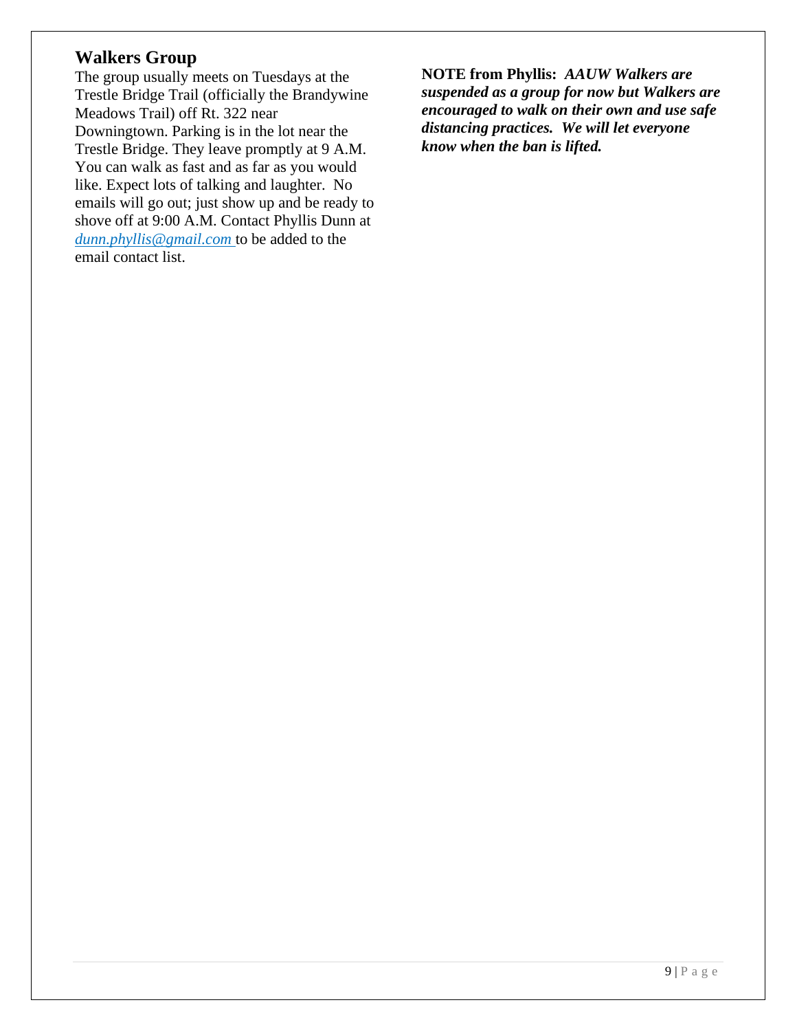## Walkers Group

The group usually meets on Tuesdays at the Trestle Bridge Trail (officially the Brandywine Meadows Trail) off Rt. 322 near Downingtown. Parking is in the lot near the Trestle Bridge. They leave promptly at 9 A.M. You can walk as fast and as far as you would like. Expect lots of talking and laughter. No emails will go out; just show up and be ready to shove off at 9:00 A.M. Contact Phyllis Dunn at *dunn.phyllis@gmail.com* to be added to the email contact list.

**NOTE from Phyllis:** ***AAUW Walkers are suspended as a group for now but Walkers are encouraged to walk on their own and use safe distancing practices. We will let everyone know when the ban is lifted.***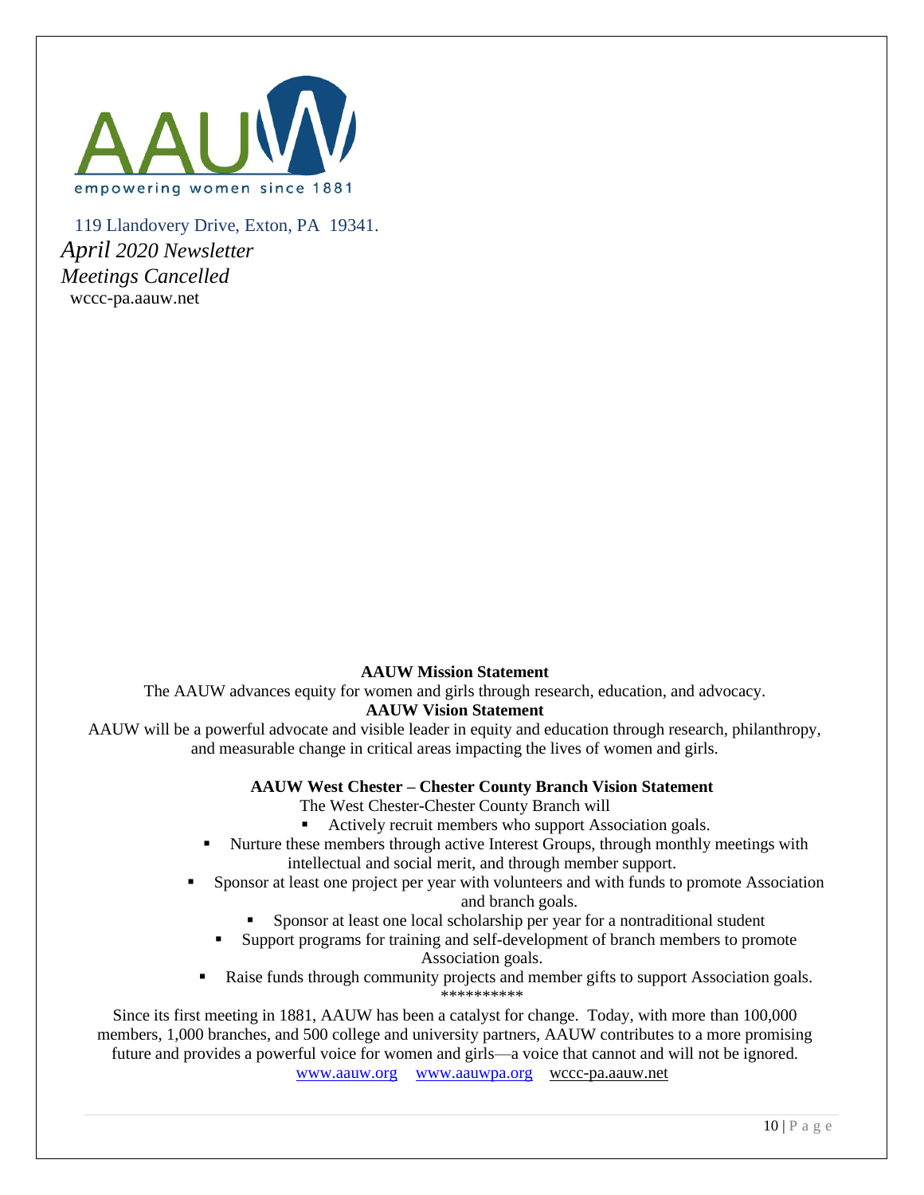AAUW

empowering women since 1881

119 Llandovery Drive, Exton, PA 19341.

*April 2020 Newsletter*

*Meetings Cancelled*

wccc-pa.aauw.net

**AAUW Mission Statement**

The AAUW advances equity for women and girls through research, education, and advocacy.

**AAUW Vision Statement**

AAUW will be a powerful advocate and visible leader in equity and education through research, philanthropy, and measurable change in critical areas impacting the lives of women and girls.

**AAUW West Chester – Chester County Branch Vision Statement**

The West Chester-Chester County Branch will

- Actively recruit members who support Association goals.
- Nurture these members through active Interest Groups, through monthly meetings with intellectual and social merit, and through member support.
- Sponsor at least one project per year with volunteers and with funds to promote Association and branch goals.
- Sponsor at least one local scholarship per year for a nontraditional student
- Support programs for training and self-development of branch members to promote Association goals.
- Raise funds through community projects and member gifts to support Association goals.

**********

Since its first meeting in 1881, AAUW has been a catalyst for change. Today, with more than 100,000 members, 1,000 branches, and 500 college and university partners, AAUW contributes to a more promising future and provides a powerful voice for women and girls—a voice that cannot and will not be ignored.

www.aauw.org www.aauwpa.org wccc-pa.aauw.net